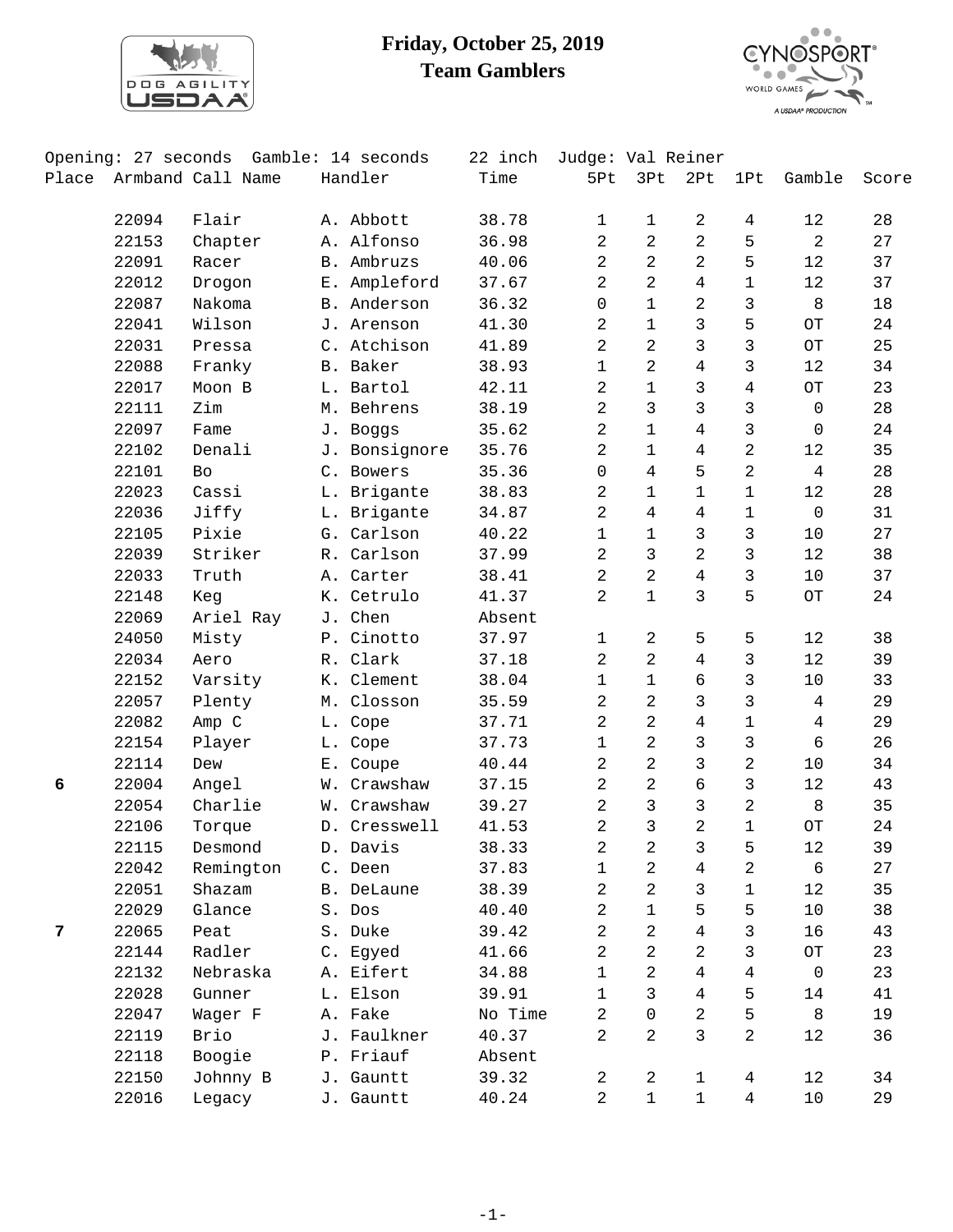# Friday, October 25, 2019
## Team Gamblers

Opening: 27 seconds Gamble: 14 seconds 22 inch Judge: Val Reiner

| Place | Armband | Call Name | Handler | Time | 5Pt | 3Pt | 2Pt | 1Pt | Gamble | Score |
|---|---|---|---|---|---|---|---|---|---|---|
| | 22094 | Flair | A. Abbott | 38.78 | 1 | 1 | 2 | 4 | 12 | 28 |
| | 22153 | Chapter | A. Alfonso | 36.98 | 2 | 2 | 2 | 5 | 2 | 27 |
| | 22091 | Racer | B. Ambruzs | 40.06 | 2 | 2 | 2 | 5 | 12 | 37 |
| | 22012 | Drogon | E. Ampleford | 37.67 | 2 | 2 | 4 | 1 | 12 | 37 |
| | 22087 | Nakoma | B. Anderson | 36.32 | 0 | 1 | 2 | 3 | 8 | 18 |
| | 22041 | Wilson | J. Arenson | 41.30 | 2 | 1 | 3 | 5 | OT | 24 |
| | 22031 | Pressa | C. Atchison | 41.89 | 2 | 2 | 3 | 3 | OT | 25 |
| | 22088 | Franky | B. Baker | 38.93 | 1 | 2 | 4 | 3 | 12 | 34 |
| | 22017 | Moon B | L. Bartol | 42.11 | 2 | 1 | 3 | 4 | OT | 23 |
| | 22111 | Zim | M. Behrens | 38.19 | 2 | 3 | 3 | 3 | 0 | 28 |
| | 22097 | Fame | J. Boggs | 35.62 | 2 | 1 | 4 | 3 | 0 | 24 |
| | 22102 | Denali | J. Bonsignore | 35.76 | 2 | 1 | 4 | 2 | 12 | 35 |
| | 22101 | Bo | C. Bowers | 35.36 | 0 | 4 | 5 | 2 | 4 | 28 |
| | 22023 | Cassi | L. Brigante | 38.83 | 2 | 1 | 1 | 1 | 12 | 28 |
| | 22036 | Jiffy | L. Brigante | 34.87 | 2 | 4 | 4 | 1 | 0 | 31 |
| | 22105 | Pixie | G. Carlson | 40.22 | 1 | 1 | 3 | 3 | 10 | 27 |
| | 22039 | Striker | R. Carlson | 37.99 | 2 | 3 | 2 | 3 | 12 | 38 |
| | 22033 | Truth | A. Carter | 38.41 | 2 | 2 | 4 | 3 | 10 | 37 |
| | 22148 | Keg | K. Cetrulo | 41.37 | 2 | 1 | 3 | 5 | OT | 24 |
| | 22069 | Ariel Ray | J. Chen | Absent | | | | | | |
| | 24050 | Misty | P. Cinotto | 37.97 | 1 | 2 | 5 | 5 | 12 | 38 |
| | 22034 | Aero | R. Clark | 37.18 | 2 | 2 | 4 | 3 | 12 | 39 |
| | 22152 | Varsity | K. Clement | 38.04 | 1 | 1 | 6 | 3 | 10 | 33 |
| | 22057 | Plenty | M. Closson | 35.59 | 2 | 2 | 3 | 3 | 4 | 29 |
| | 22082 | Amp C | L. Cope | 37.71 | 2 | 2 | 4 | 1 | 4 | 29 |
| | 22154 | Player | L. Cope | 37.73 | 1 | 2 | 3 | 3 | 6 | 26 |
| | 22114 | Dew | E. Coupe | 40.44 | 2 | 2 | 3 | 2 | 10 | 34 |
| **6** | 22004 | Angel | W. Crawshaw | 37.15 | 2 | 2 | 6 | 3 | 12 | 43 |
| | 22054 | Charlie | W. Crawshaw | 39.27 | 2 | 3 | 3 | 2 | 8 | 35 |
| | 22106 | Torque | D. Cresswell | 41.53 | 2 | 3 | 2 | 1 | OT | 24 |
| | 22115 | Desmond | D. Davis | 38.33 | 2 | 2 | 3 | 5 | 12 | 39 |
| | 22042 | Remington | C. Deen | 37.83 | 1 | 2 | 4 | 2 | 6 | 27 |
| | 22051 | Shazam | B. DeLaune | 38.39 | 2 | 2 | 3 | 1 | 12 | 35 |
| | 22029 | Glance | S. Dos | 40.40 | 2 | 1 | 5 | 5 | 10 | 38 |
| **7** | 22065 | Peat | S. Duke | 39.42 | 2 | 2 | 4 | 3 | 16 | 43 |
| | 22144 | Radler | C. Egyed | 41.66 | 2 | 2 | 2 | 3 | OT | 23 |
| | 22132 | Nebraska | A. Eifert | 34.88 | 1 | 2 | 4 | 4 | 0 | 23 |
| | 22028 | Gunner | L. Elson | 39.91 | 1 | 3 | 4 | 5 | 14 | 41 |
| | 22047 | Wager F | A. Fake | No Time | 2 | 0 | 2 | 5 | 8 | 19 |
| | 22119 | Brio | J. Faulkner | 40.37 | 2 | 2 | 3 | 2 | 12 | 36 |
| | 22118 | Boogie | P. Friauf | Absent | | | | | | |
| | 22150 | Johnny B | J. Gauntt | 39.32 | 2 | 2 | 1 | 4 | 12 | 34 |
| | 22016 | Legacy | J. Gauntt | 40.24 | 2 | 1 | 1 | 4 | 10 | 29 |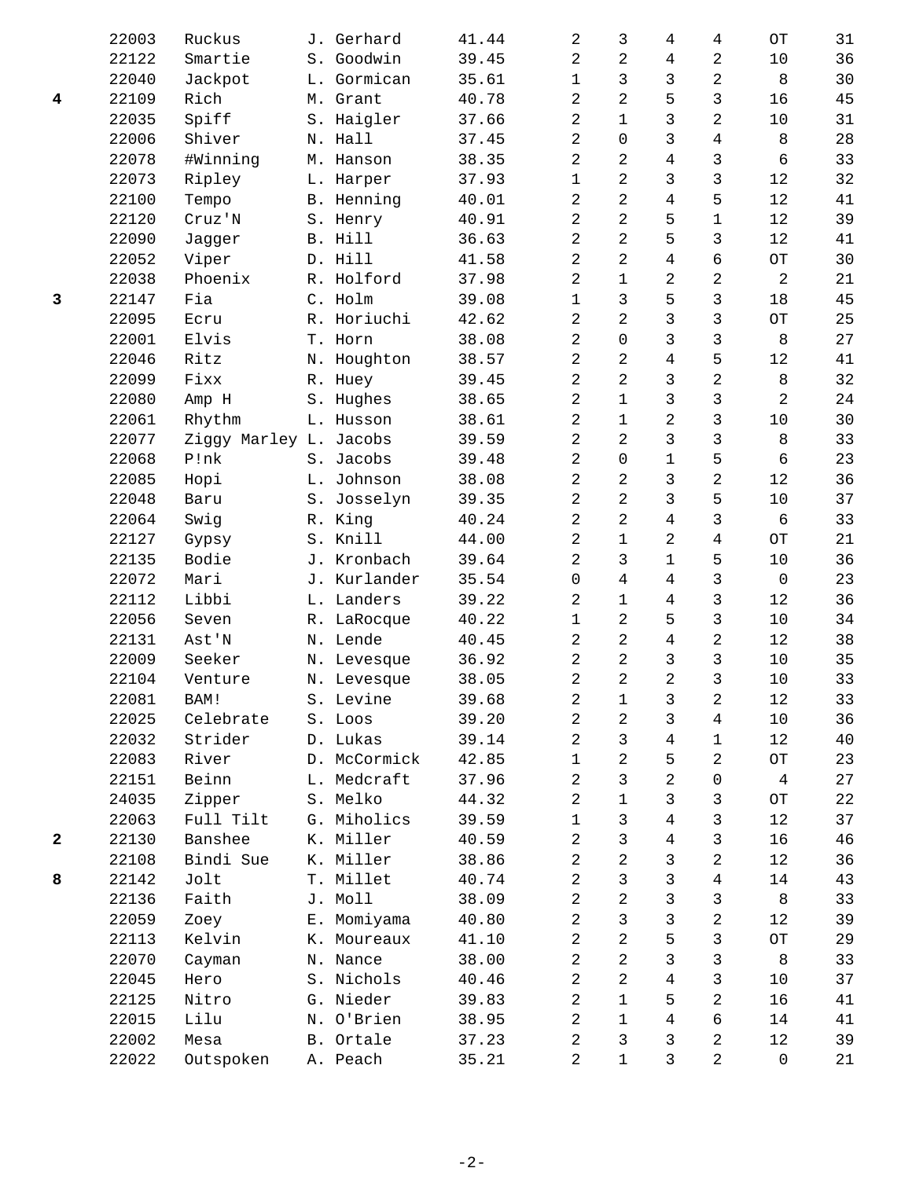| | | | | | | | | | | |
|---|---|---|---|---|---|---|---|---|---|---|
| | 22003 | Ruckus | J. Gerhard | 41.44 | 2 | 3 | 4 | 4 | OT | 31 |
| | 22122 | Smartie | S. Goodwin | 39.45 | 2 | 2 | 4 | 2 | 10 | 36 |
| | 22040 | Jackpot | L. Gormican | 35.61 | 1 | 3 | 3 | 2 | 8 | 30 |
| **4** | 22109 | Rich | M. Grant | 40.78 | 2 | 2 | 5 | 3 | 16 | 45 |
| | 22035 | Spiff | S. Haigler | 37.66 | 2 | 1 | 3 | 2 | 10 | 31 |
| | 22006 | Shiver | N. Hall | 37.45 | 2 | 0 | 3 | 4 | 8 | 28 |
| | 22078 | #Winning | M. Hanson | 38.35 | 2 | 2 | 4 | 3 | 6 | 33 |
| | 22073 | Ripley | L. Harper | 37.93 | 1 | 2 | 3 | 3 | 12 | 32 |
| | 22100 | Tempo | B. Henning | 40.01 | 2 | 2 | 4 | 5 | 12 | 41 |
| | 22120 | Cruz'N | S. Henry | 40.91 | 2 | 2 | 5 | 1 | 12 | 39 |
| | 22090 | Jagger | B. Hill | 36.63 | 2 | 2 | 5 | 3 | 12 | 41 |
| | 22052 | Viper | D. Hill | 41.58 | 2 | 2 | 4 | 6 | OT | 30 |
| | 22038 | Phoenix | R. Holford | 37.98 | 2 | 1 | 2 | 2 | 2 | 21 |
| **3** | 22147 | Fia | C. Holm | 39.08 | 1 | 3 | 5 | 3 | 18 | 45 |
| | 22095 | Ecru | R. Horiuchi | 42.62 | 2 | 2 | 3 | 3 | OT | 25 |
| | 22001 | Elvis | T. Horn | 38.08 | 2 | 0 | 3 | 3 | 8 | 27 |
| | 22046 | Ritz | N. Houghton | 38.57 | 2 | 2 | 4 | 5 | 12 | 41 |
| | 22099 | Fixx | R. Huey | 39.45 | 2 | 2 | 3 | 2 | 8 | 32 |
| | 22080 | Amp H | S. Hughes | 38.65 | 2 | 1 | 3 | 3 | 2 | 24 |
| | 22061 | Rhythm | L. Husson | 38.61 | 2 | 1 | 2 | 3 | 10 | 30 |
| | 22077 | Ziggy Marley | L. Jacobs | 39.59 | 2 | 2 | 3 | 3 | 8 | 33 |
| | 22068 | P!nk | S. Jacobs | 39.48 | 2 | 0 | 1 | 5 | 6 | 23 |
| | 22085 | Hopi | L. Johnson | 38.08 | 2 | 2 | 3 | 2 | 12 | 36 |
| | 22048 | Baru | S. Josselyn | 39.35 | 2 | 2 | 3 | 5 | 10 | 37 |
| | 22064 | Swig | R. King | 40.24 | 2 | 2 | 4 | 3 | 6 | 33 |
| | 22127 | Gypsy | S. Knill | 44.00 | 2 | 1 | 2 | 4 | OT | 21 |
| | 22135 | Bodie | J. Kronbach | 39.64 | 2 | 3 | 1 | 5 | 10 | 36 |
| | 22072 | Mari | J. Kurlander | 35.54 | 0 | 4 | 4 | 3 | 0 | 23 |
| | 22112 | Libbi | L. Landers | 39.22 | 2 | 1 | 4 | 3 | 12 | 36 |
| | 22056 | Seven | R. LaRocque | 40.22 | 1 | 2 | 5 | 3 | 10 | 34 |
| | 22131 | Ast'N | N. Lende | 40.45 | 2 | 2 | 4 | 2 | 12 | 38 |
| | 22009 | Seeker | N. Levesque | 36.92 | 2 | 2 | 3 | 3 | 10 | 35 |
| | 22104 | Venture | N. Levesque | 38.05 | 2 | 2 | 2 | 3 | 10 | 33 |
| | 22081 | BAM! | S. Levine | 39.68 | 2 | 1 | 3 | 2 | 12 | 33 |
| | 22025 | Celebrate | S. Loos | 39.20 | 2 | 2 | 3 | 4 | 10 | 36 |
| | 22032 | Strider | D. Lukas | 39.14 | 2 | 3 | 4 | 1 | 12 | 40 |
| | 22083 | River | D. McCormick | 42.85 | 1 | 2 | 5 | 2 | OT | 23 |
| | 22151 | Beinn | L. Medcraft | 37.96 | 2 | 3 | 2 | 0 | 4 | 27 |
| | 24035 | Zipper | S. Melko | 44.32 | 2 | 1 | 3 | 3 | OT | 22 |
| | 22063 | Full Tilt | G. Miholics | 39.59 | 1 | 3 | 4 | 3 | 12 | 37 |
| **2** | 22130 | Banshee | K. Miller | 40.59 | 2 | 3 | 4 | 3 | 16 | 46 |
| | 22108 | Bindi Sue | K. Miller | 38.86 | 2 | 2 | 3 | 2 | 12 | 36 |
| **8** | 22142 | Jolt | T. Millet | 40.74 | 2 | 3 | 3 | 4 | 14 | 43 |
| | 22136 | Faith | J. Moll | 38.09 | 2 | 2 | 3 | 3 | 8 | 33 |
| | 22059 | Zoey | E. Momiyama | 40.80 | 2 | 3 | 3 | 2 | 12 | 39 |
| | 22113 | Kelvin | K. Moureaux | 41.10 | 2 | 2 | 5 | 3 | OT | 29 |
| | 22070 | Cayman | N. Nance | 38.00 | 2 | 2 | 3 | 3 | 8 | 33 |
| | 22045 | Hero | S. Nichols | 40.46 | 2 | 2 | 4 | 3 | 10 | 37 |
| | 22125 | Nitro | G. Nieder | 39.83 | 2 | 1 | 5 | 2 | 16 | 41 |
| | 22015 | Lilu | N. O'Brien | 38.95 | 2 | 1 | 4 | 6 | 14 | 41 |
| | 22002 | Mesa | B. Ortale | 37.23 | 2 | 3 | 3 | 2 | 12 | 39 |
| | 22022 | Outspoken | A. Peach | 35.21 | 2 | 1 | 3 | 2 | 0 | 21 |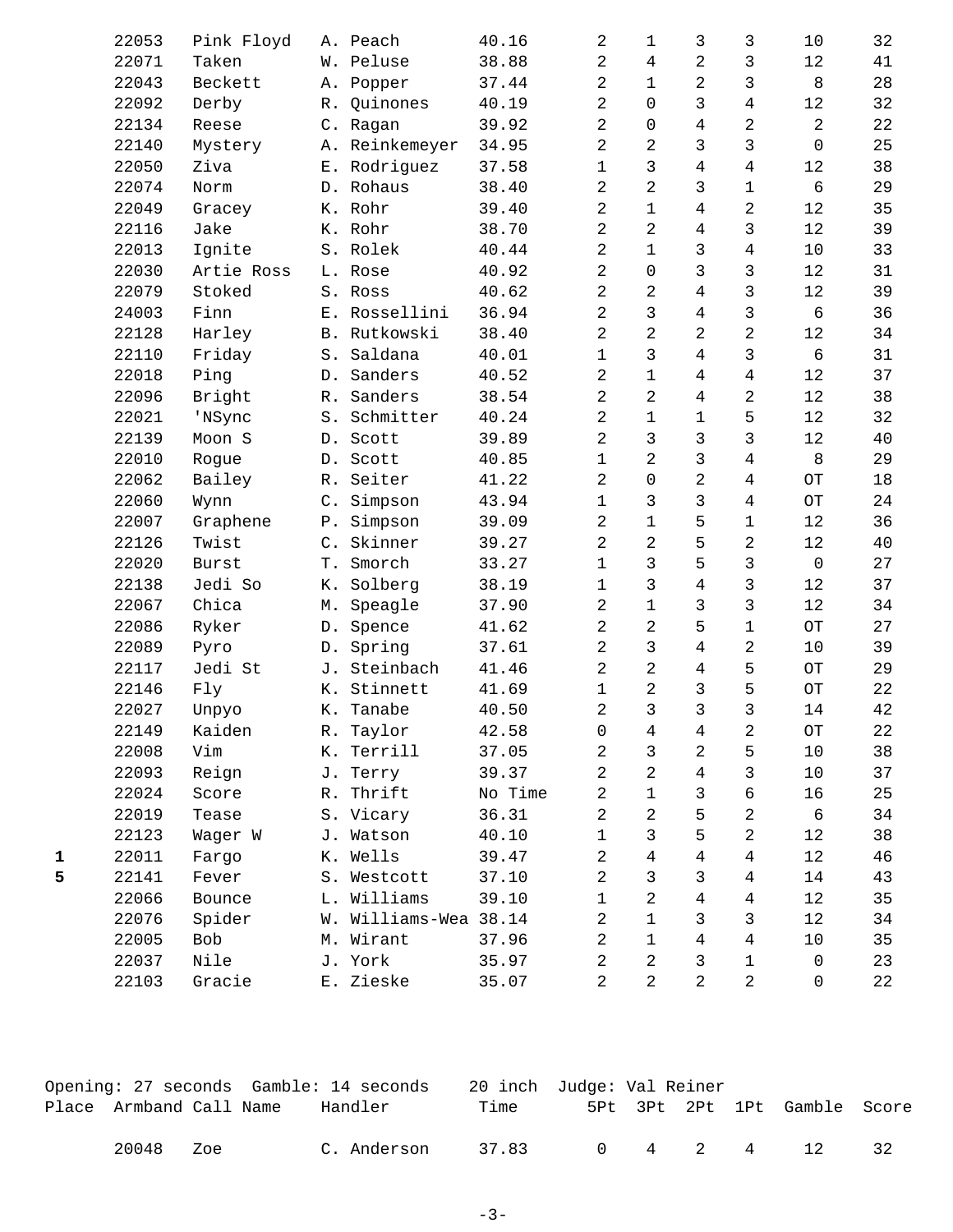| Place | Armband | Call Name | Handler | Time | 5Pt | 3Pt | 2Pt | 1Pt | Gamble | Score |
|---|---|---|---|---|---|---|---|---|---|---|
| | 22053 | Pink Floyd | A. Peach | 40.16 | 2 | 1 | 3 | 3 | 10 | 32 |
| | 22071 | Taken | W. Peluse | 38.88 | 2 | 4 | 2 | 3 | 12 | 41 |
| | 22043 | Beckett | A. Popper | 37.44 | 2 | 1 | 2 | 3 | 8 | 28 |
| | 22092 | Derby | R. Quinones | 40.19 | 2 | 0 | 3 | 4 | 12 | 32 |
| | 22134 | Reese | C. Ragan | 39.92 | 2 | 0 | 4 | 2 | 2 | 22 |
| | 22140 | Mystery | A. Reinkemeyer | 34.95 | 2 | 2 | 3 | 3 | 0 | 25 |
| | 22050 | Ziva | E. Rodriguez | 37.58 | 1 | 3 | 4 | 4 | 12 | 38 |
| | 22074 | Norm | D. Rohaus | 38.40 | 2 | 2 | 3 | 1 | 6 | 29 |
| | 22049 | Gracey | K. Rohr | 39.40 | 2 | 1 | 4 | 2 | 12 | 35 |
| | 22116 | Jake | K. Rohr | 38.70 | 2 | 2 | 4 | 3 | 12 | 39 |
| | 22013 | Ignite | S. Rolek | 40.44 | 2 | 1 | 3 | 4 | 10 | 33 |
| | 22030 | Artie Ross | L. Rose | 40.92 | 2 | 0 | 3 | 3 | 12 | 31 |
| | 22079 | Stoked | S. Ross | 40.62 | 2 | 2 | 4 | 3 | 12 | 39 |
| | 24003 | Finn | E. Rossellini | 36.94 | 2 | 3 | 4 | 3 | 6 | 36 |
| | 22128 | Harley | B. Rutkowski | 38.40 | 2 | 2 | 2 | 2 | 12 | 34 |
| | 22110 | Friday | S. Saldana | 40.01 | 1 | 3 | 4 | 3 | 6 | 31 |
| | 22018 | Ping | D. Sanders | 40.52 | 2 | 1 | 4 | 4 | 12 | 37 |
| | 22096 | Bright | R. Sanders | 38.54 | 2 | 2 | 4 | 2 | 12 | 38 |
| | 22021 | 'NSync | S. Schmitter | 40.24 | 2 | 1 | 1 | 5 | 12 | 32 |
| | 22139 | Moon S | D. Scott | 39.89 | 2 | 3 | 3 | 3 | 12 | 40 |
| | 22010 | Rogue | D. Scott | 40.85 | 1 | 2 | 3 | 4 | 8 | 29 |
| | 22062 | Bailey | R. Seiter | 41.22 | 2 | 0 | 2 | 4 | OT | 18 |
| | 22060 | Wynn | C. Simpson | 43.94 | 1 | 3 | 3 | 4 | OT | 24 |
| | 22007 | Graphene | P. Simpson | 39.09 | 2 | 1 | 5 | 1 | 12 | 36 |
| | 22126 | Twist | C. Skinner | 39.27 | 2 | 2 | 5 | 2 | 12 | 40 |
| | 22020 | Burst | T. Smorch | 33.27 | 1 | 3 | 5 | 3 | 0 | 27 |
| | 22138 | Jedi So | K. Solberg | 38.19 | 1 | 3 | 4 | 3 | 12 | 37 |
| | 22067 | Chica | M. Speagle | 37.90 | 2 | 1 | 3 | 3 | 12 | 34 |
| | 22086 | Ryker | D. Spence | 41.62 | 2 | 2 | 5 | 1 | OT | 27 |
| | 22089 | Pyro | D. Spring | 37.61 | 2 | 3 | 4 | 2 | 10 | 39 |
| | 22117 | Jedi St | J. Steinbach | 41.46 | 2 | 2 | 4 | 5 | OT | 29 |
| | 22146 | Fly | K. Stinnett | 41.69 | 1 | 2 | 3 | 5 | OT | 22 |
| | 22027 | Unpyo | K. Tanabe | 40.50 | 2 | 3 | 3 | 3 | 14 | 42 |
| | 22149 | Kaiden | R. Taylor | 42.58 | 0 | 4 | 4 | 2 | OT | 22 |
| | 22008 | Vim | K. Terrill | 37.05 | 2 | 3 | 2 | 5 | 10 | 38 |
| | 22093 | Reign | J. Terry | 39.37 | 2 | 2 | 4 | 3 | 10 | 37 |
| | 22024 | Score | R. Thrift | No Time | 2 | 1 | 3 | 6 | 16 | 25 |
| | 22019 | Tease | S. Vicary | 36.31 | 2 | 2 | 5 | 2 | 6 | 34 |
| | 22123 | Wager W | J. Watson | 40.10 | 1 | 3 | 5 | 2 | 12 | 38 |
| **1** | 22011 | Fargo | K. Wells | 39.47 | 2 | 4 | 4 | 4 | 12 | 46 |
| **5** | 22141 | Fever | S. Westcott | 37.10 | 2 | 3 | 3 | 4 | 14 | 43 |
| | 22066 | Bounce | L. Williams | 39.10 | 1 | 2 | 4 | 4 | 12 | 35 |
| | 22076 | Spider | W. Williams-Wea | 38.14 | 2 | 1 | 3 | 3 | 12 | 34 |
| | 22005 | Bob | M. Wirant | 37.96 | 2 | 1 | 4 | 4 | 10 | 35 |
| | 22037 | Nile | J. York | 35.97 | 2 | 2 | 3 | 1 | 0 | 23 |
| | 22103 | Gracie | E. Zieske | 35.07 | 2 | 2 | 2 | 2 | 0 | 22 |

Opening: 27 seconds Gamble: 14 seconds 20 inch Judge: Val Reiner

| Place | Armband | Call Name | Handler | Time | 5Pt | 3Pt | 2Pt | 1Pt | Gamble | Score |
|---|---|---|---|---|---|---|---|---|---|---|
| | 20048 | Zoe | C. Anderson | 37.83 | 0 | 4 | 2 | 4 | 12 | 32 |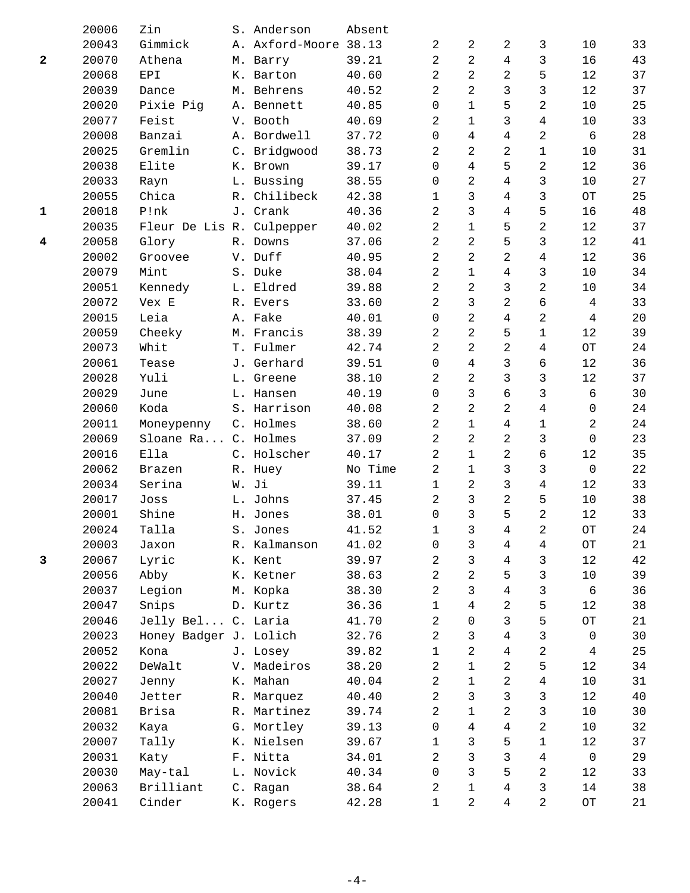| | | | | | | | | | | |
|---|---|---|---|---|---|---|---|---|---|---|
| | 20006 | Zin | S. Anderson | Absent | | | | | | |
| | 20043 | Gimmick | A. Axford-Moore | 38.13 | 2 | 2 | 2 | 3 | 10 | 33 |
| **2** | 20070 | Athena | M. Barry | 39.21 | 2 | 2 | 4 | 3 | 16 | 43 |
| | 20068 | EPI | K. Barton | 40.60 | 2 | 2 | 2 | 5 | 12 | 37 |
| | 20039 | Dance | M. Behrens | 40.52 | 2 | 2 | 3 | 3 | 12 | 37 |
| | 20020 | Pixie Pig | A. Bennett | 40.85 | 0 | 1 | 5 | 2 | 10 | 25 |
| | 20077 | Feist | V. Booth | 40.69 | 2 | 1 | 3 | 4 | 10 | 33 |
| | 20008 | Banzai | A. Bordwell | 37.72 | 0 | 4 | 4 | 2 | 6 | 28 |
| | 20025 | Gremlin | C. Bridgwood | 38.73 | 2 | 2 | 2 | 1 | 10 | 31 |
| | 20038 | Elite | K. Brown | 39.17 | 0 | 4 | 5 | 2 | 12 | 36 |
| | 20033 | Rayn | L. Bussing | 38.55 | 0 | 2 | 4 | 3 | 10 | 27 |
| | 20055 | Chica | R. Chilibeck | 42.38 | 1 | 3 | 4 | 3 | OT | 25 |
| **1** | 20018 | P!nk | J. Crank | 40.36 | 2 | 3 | 4 | 5 | 16 | 48 |
| | 20035 | Fleur De Lis | R. Culpepper | 40.02 | 2 | 1 | 5 | 2 | 12 | 37 |
| **4** | 20058 | Glory | R. Downs | 37.06 | 2 | 2 | 5 | 3 | 12 | 41 |
| | 20002 | Groovee | V. Duff | 40.95 | 2 | 2 | 2 | 4 | 12 | 36 |
| | 20079 | Mint | S. Duke | 38.04 | 2 | 1 | 4 | 3 | 10 | 34 |
| | 20051 | Kennedy | L. Eldred | 39.88 | 2 | 2 | 3 | 2 | 10 | 34 |
| | 20072 | Vex E | R. Evers | 33.60 | 2 | 3 | 2 | 6 | 4 | 33 |
| | 20015 | Leia | A. Fake | 40.01 | 0 | 2 | 4 | 2 | 4 | 20 |
| | 20059 | Cheeky | M. Francis | 38.39 | 2 | 2 | 5 | 1 | 12 | 39 |
| | 20073 | Whit | T. Fulmer | 42.74 | 2 | 2 | 2 | 4 | OT | 24 |
| | 20061 | Tease | J. Gerhard | 39.51 | 0 | 4 | 3 | 6 | 12 | 36 |
| | 20028 | Yuli | L. Greene | 38.10 | 2 | 2 | 3 | 3 | 12 | 37 |
| | 20029 | June | L. Hansen | 40.19 | 0 | 3 | 6 | 3 | 6 | 30 |
| | 20060 | Koda | S. Harrison | 40.08 | 2 | 2 | 2 | 4 | 0 | 24 |
| | 20011 | Moneypenny | C. Holmes | 38.60 | 2 | 1 | 4 | 1 | 2 | 24 |
| | 20069 | Sloane Ra... | C. Holmes | 37.09 | 2 | 2 | 2 | 3 | 0 | 23 |
| | 20016 | Ella | C. Holscher | 40.17 | 2 | 1 | 2 | 6 | 12 | 35 |
| | 20062 | Brazen | R. Huey | No Time | 2 | 1 | 3 | 3 | 0 | 22 |
| | 20034 | Serina | W. Ji | 39.11 | 1 | 2 | 3 | 4 | 12 | 33 |
| | 20017 | Joss | L. Johns | 37.45 | 2 | 3 | 2 | 5 | 10 | 38 |
| | 20001 | Shine | H. Jones | 38.01 | 0 | 3 | 5 | 2 | 12 | 33 |
| | 20024 | Talla | S. Jones | 41.52 | 1 | 3 | 4 | 2 | OT | 24 |
| | 20003 | Jaxon | R. Kalmanson | 41.02 | 0 | 3 | 4 | 4 | OT | 21 |
| **3** | 20067 | Lyric | K. Kent | 39.97 | 2 | 3 | 4 | 3 | 12 | 42 |
| | 20056 | Abby | K. Ketner | 38.63 | 2 | 2 | 5 | 3 | 10 | 39 |
| | 20037 | Legion | M. Kopka | 38.30 | 2 | 3 | 4 | 3 | 6 | 36 |
| | 20047 | Snips | D. Kurtz | 36.36 | 1 | 4 | 2 | 5 | 12 | 38 |
| | 20046 | Jelly Bel... | C. Laria | 41.70 | 2 | 0 | 3 | 5 | OT | 21 |
| | 20023 | Honey Badger | J. Lolich | 32.76 | 2 | 3 | 4 | 3 | 0 | 30 |
| | 20052 | Kona | J. Losey | 39.82 | 1 | 2 | 4 | 2 | 4 | 25 |
| | 20022 | DeWalt | V. Madeiros | 38.20 | 2 | 1 | 2 | 5 | 12 | 34 |
| | 20027 | Jenny | K. Mahan | 40.04 | 2 | 1 | 2 | 4 | 10 | 31 |
| | 20040 | Jetter | R. Marquez | 40.40 | 2 | 3 | 3 | 3 | 12 | 40 |
| | 20081 | Brisa | R. Martinez | 39.74 | 2 | 1 | 2 | 3 | 10 | 30 |
| | 20032 | Kaya | G. Mortley | 39.13 | 0 | 4 | 4 | 2 | 10 | 32 |
| | 20007 | Tally | K. Nielsen | 39.67 | 1 | 3 | 5 | 1 | 12 | 37 |
| | 20031 | Katy | F. Nitta | 34.01 | 2 | 3 | 3 | 4 | 0 | 29 |
| | 20030 | May-tal | L. Novick | 40.34 | 0 | 3 | 5 | 2 | 12 | 33 |
| | 20063 | Brilliant | C. Ragan | 38.64 | 2 | 1 | 4 | 3 | 14 | 38 |
| | 20041 | Cinder | K. Rogers | 42.28 | 1 | 2 | 4 | 2 | OT | 21 |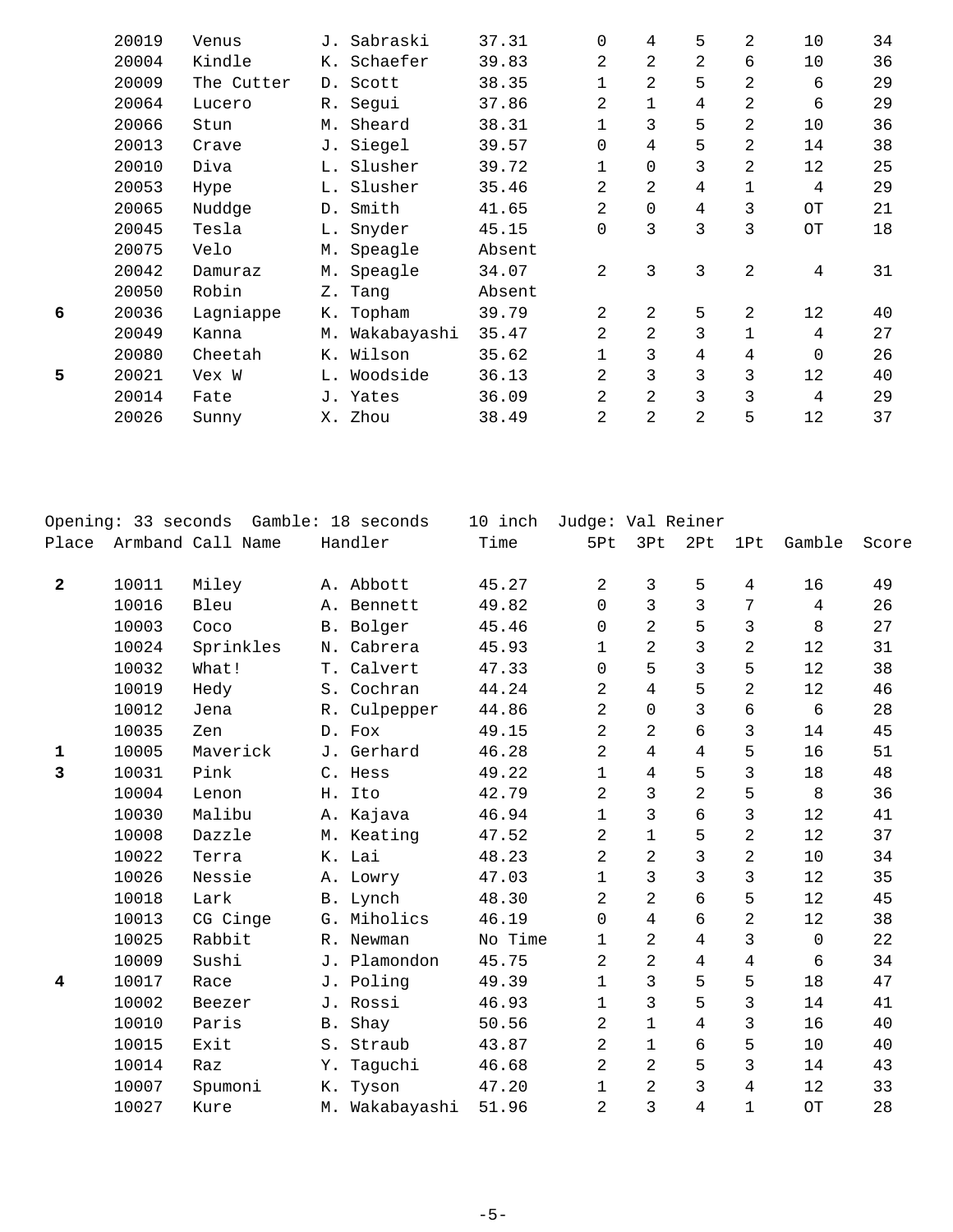| Place | Armband | Call Name | Handler | Time | 5Pt | 3Pt | 2Pt | 1Pt | Gamble | Score |
|---|---|---|---|---|---|---|---|---|---|---|
| | 20019 | Venus | J. Sabraski | 37.31 | 0 | 4 | 5 | 2 | 10 | 34 |
| | 20004 | Kindle | K. Schaefer | 39.83 | 2 | 2 | 2 | 6 | 10 | 36 |
| | 20009 | The Cutter | D. Scott | 38.35 | 1 | 2 | 5 | 2 | 6 | 29 |
| | 20064 | Lucero | R. Segui | 37.86 | 2 | 1 | 4 | 2 | 6 | 29 |
| | 20066 | Stun | M. Sheard | 38.31 | 1 | 3 | 5 | 2 | 10 | 36 |
| | 20013 | Crave | J. Siegel | 39.57 | 0 | 4 | 5 | 2 | 14 | 38 |
| | 20010 | Diva | L. Slusher | 39.72 | 1 | 0 | 3 | 2 | 12 | 25 |
| | 20053 | Hype | L. Slusher | 35.46 | 2 | 2 | 4 | 1 | 4 | 29 |
| | 20065 | Nuddge | D. Smith | 41.65 | 2 | 0 | 4 | 3 | OT | 21 |
| | 20045 | Tesla | L. Snyder | 45.15 | 0 | 3 | 3 | 3 | OT | 18 |
| | 20075 | Velo | M. Speagle | Absent | | | | | | |
| | 20042 | Damuraz | M. Speagle | 34.07 | 2 | 3 | 3 | 2 | 4 | 31 |
| | 20050 | Robin | Z. Tang | Absent | | | | | | |
| **6** | 20036 | Lagniappe | K. Topham | 39.79 | 2 | 2 | 5 | 2 | 12 | 40 |
| | 20049 | Kanna | M. Wakabayashi | 35.47 | 2 | 2 | 3 | 1 | 4 | 27 |
| | 20080 | Cheetah | K. Wilson | 35.62 | 1 | 3 | 4 | 4 | 0 | 26 |
| **5** | 20021 | Vex W | L. Woodside | 36.13 | 2 | 3 | 3 | 3 | 12 | 40 |
| | 20014 | Fate | J. Yates | 36.09 | 2 | 2 | 3 | 3 | 4 | 29 |
| | 20026 | Sunny | X. Zhou | 38.49 | 2 | 2 | 2 | 5 | 12 | 37 |

Opening: 33 seconds  Gamble: 18 seconds    10 inch  Judge: Val Reiner

| Place | Armband | Call Name | Handler | Time | 5Pt | 3Pt | 2Pt | 1Pt | Gamble | Score |
|---|---|---|---|---|---|---|---|---|---|---|
| **2** | 10011 | Miley | A. Abbott | 45.27 | 2 | 3 | 5 | 4 | 16 | 49 |
| | 10016 | Bleu | A. Bennett | 49.82 | 0 | 3 | 3 | 7 | 4 | 26 |
| | 10003 | Coco | B. Bolger | 45.46 | 0 | 2 | 5 | 3 | 8 | 27 |
| | 10024 | Sprinkles | N. Cabrera | 45.93 | 1 | 2 | 3 | 2 | 12 | 31 |
| | 10032 | What! | T. Calvert | 47.33 | 0 | 5 | 3 | 5 | 12 | 38 |
| | 10019 | Hedy | S. Cochran | 44.24 | 2 | 4 | 5 | 2 | 12 | 46 |
| | 10012 | Jena | R. Culpepper | 44.86 | 2 | 0 | 3 | 6 | 6 | 28 |
| | 10035 | Zen | D. Fox | 49.15 | 2 | 2 | 6 | 3 | 14 | 45 |
| **1** | 10005 | Maverick | J. Gerhard | 46.28 | 2 | 4 | 4 | 5 | 16 | 51 |
| **3** | 10031 | Pink | C. Hess | 49.22 | 1 | 4 | 5 | 3 | 18 | 48 |
| | 10004 | Lenon | H. Ito | 42.79 | 2 | 3 | 2 | 5 | 8 | 36 |
| | 10030 | Malibu | A. Kajava | 46.94 | 1 | 3 | 6 | 3 | 12 | 41 |
| | 10008 | Dazzle | M. Keating | 47.52 | 2 | 1 | 5 | 2 | 12 | 37 |
| | 10022 | Terra | K. Lai | 48.23 | 2 | 2 | 3 | 2 | 10 | 34 |
| | 10026 | Nessie | A. Lowry | 47.03 | 1 | 3 | 3 | 3 | 12 | 35 |
| | 10018 | Lark | B. Lynch | 48.30 | 2 | 2 | 6 | 5 | 12 | 45 |
| | 10013 | CG Cinge | G. Miholics | 46.19 | 0 | 4 | 6 | 2 | 12 | 38 |
| | 10025 | Rabbit | R. Newman | No Time | 1 | 2 | 4 | 3 | 0 | 22 |
| | 10009 | Sushi | J. Plamondon | 45.75 | 2 | 2 | 4 | 4 | 6 | 34 |
| **4** | 10017 | Race | J. Poling | 49.39 | 1 | 3 | 5 | 5 | 18 | 47 |
| | 10002 | Beezer | J. Rossi | 46.93 | 1 | 3 | 5 | 3 | 14 | 41 |
| | 10010 | Paris | B. Shay | 50.56 | 2 | 1 | 4 | 3 | 16 | 40 |
| | 10015 | Exit | S. Straub | 43.87 | 2 | 1 | 6 | 5 | 10 | 40 |
| | 10014 | Raz | Y. Taguchi | 46.68 | 2 | 2 | 5 | 3 | 14 | 43 |
| | 10007 | Spumoni | K. Tyson | 47.20 | 1 | 2 | 3 | 4 | 12 | 33 |
| | 10027 | Kure | M. Wakabayashi | 51.96 | 2 | 3 | 4 | 1 | OT | 28 |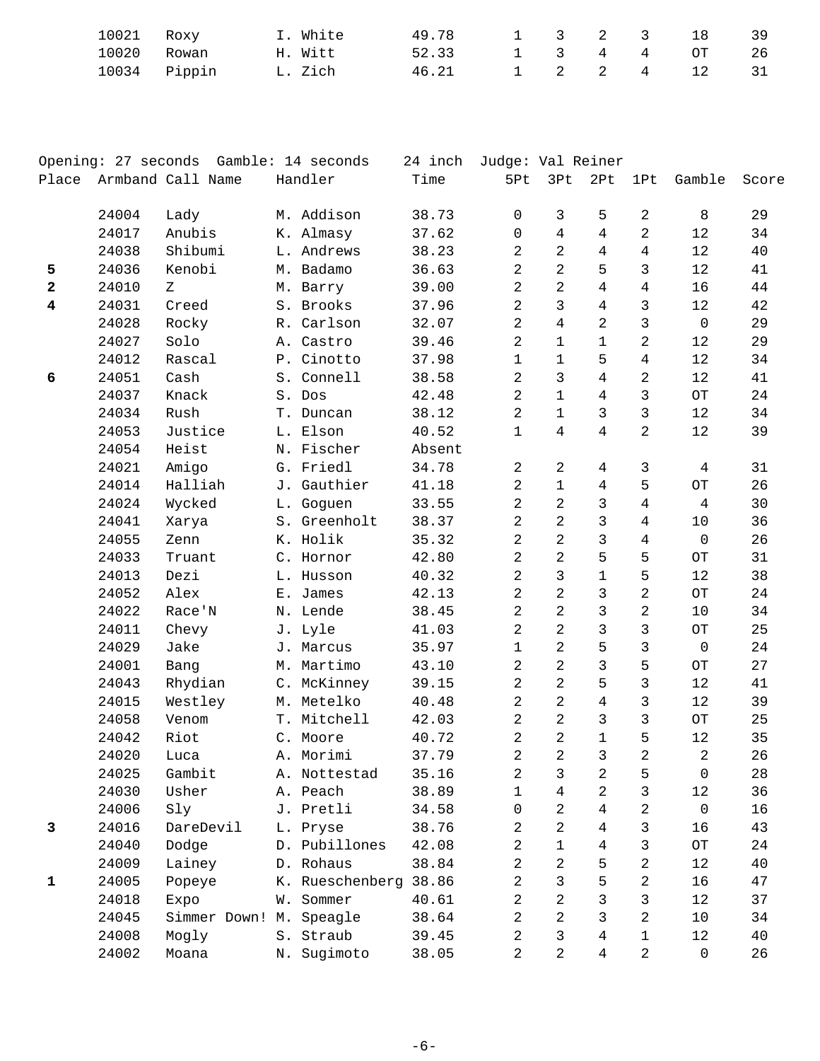| | | | | | | | | | | |
|---|---|---|---|---|---|---|---|---|---|---|
| | 10021 | Roxy | I. White | 49.78 | 1 | 3 | 2 | 3 | 18 | 39 |
| | 10020 | Rowan | H. Witt | 52.33 | 1 | 3 | 4 | 4 | OT | 26 |
| | 10034 | Pippin | L. Zich | 46.21 | 1 | 2 | 2 | 4 | 12 | 31 |

Opening: 27 seconds Gamble: 14 seconds 24 inch Judge: Val Reiner

| Place | Armband | Call Name | Handler | Time | 5Pt | 3Pt | 2Pt | 1Pt | Gamble | Score |
|---|---|---|---|---|---|---|---|---|---|---|
| | 24004 | Lady | M. Addison | 38.73 | 0 | 3 | 5 | 2 | 8 | 29 |
| | 24017 | Anubis | K. Almasy | 37.62 | 0 | 4 | 4 | 2 | 12 | 34 |
| | 24038 | Shibumi | L. Andrews | 38.23 | 2 | 2 | 4 | 4 | 12 | 40 |
| **5** | 24036 | Kenobi | M. Badamo | 36.63 | 2 | 2 | 5 | 3 | 12 | 41 |
| **2** | 24010 | Z | M. Barry | 39.00 | 2 | 2 | 4 | 4 | 16 | 44 |
| **4** | 24031 | Creed | S. Brooks | 37.96 | 2 | 3 | 4 | 3 | 12 | 42 |
| | 24028 | Rocky | R. Carlson | 32.07 | 2 | 4 | 2 | 3 | 0 | 29 |
| | 24027 | Solo | A. Castro | 39.46 | 2 | 1 | 1 | 2 | 12 | 29 |
| | 24012 | Rascal | P. Cinotto | 37.98 | 1 | 1 | 5 | 4 | 12 | 34 |
| **6** | 24051 | Cash | S. Connell | 38.58 | 2 | 3 | 4 | 2 | 12 | 41 |
| | 24037 | Knack | S. Dos | 42.48 | 2 | 1 | 4 | 3 | OT | 24 |
| | 24034 | Rush | T. Duncan | 38.12 | 2 | 1 | 3 | 3 | 12 | 34 |
| | 24053 | Justice | L. Elson | 40.52 | 1 | 4 | 4 | 2 | 12 | 39 |
| | 24054 | Heist | N. Fischer | Absent | | | | | | |
| | 24021 | Amigo | G. Friedl | 34.78 | 2 | 2 | 4 | 3 | 4 | 31 |
| | 24014 | Halliah | J. Gauthier | 41.18 | 2 | 1 | 4 | 5 | OT | 26 |
| | 24024 | Wycked | L. Goguen | 33.55 | 2 | 2 | 3 | 4 | 4 | 30 |
| | 24041 | Xarya | S. Greenholt | 38.37 | 2 | 2 | 3 | 4 | 10 | 36 |
| | 24055 | Zenn | K. Holik | 35.32 | 2 | 2 | 3 | 4 | 0 | 26 |
| | 24033 | Truant | C. Hornor | 42.80 | 2 | 2 | 5 | 5 | OT | 31 |
| | 24013 | Dezi | L. Husson | 40.32 | 2 | 3 | 1 | 5 | 12 | 38 |
| | 24052 | Alex | E. James | 42.13 | 2 | 2 | 3 | 2 | OT | 24 |
| | 24022 | Race'N | N. Lende | 38.45 | 2 | 2 | 3 | 2 | 10 | 34 |
| | 24011 | Chevy | J. Lyle | 41.03 | 2 | 2 | 3 | 3 | OT | 25 |
| | 24029 | Jake | J. Marcus | 35.97 | 1 | 2 | 5 | 3 | 0 | 24 |
| | 24001 | Bang | M. Martimo | 43.10 | 2 | 2 | 3 | 5 | OT | 27 |
| | 24043 | Rhydian | C. McKinney | 39.15 | 2 | 2 | 5 | 3 | 12 | 41 |
| | 24015 | Westley | M. Metelko | 40.48 | 2 | 2 | 4 | 3 | 12 | 39 |
| | 24058 | Venom | T. Mitchell | 42.03 | 2 | 2 | 3 | 3 | OT | 25 |
| | 24042 | Riot | C. Moore | 40.72 | 2 | 2 | 1 | 5 | 12 | 35 |
| | 24020 | Luca | A. Morimi | 37.79 | 2 | 2 | 3 | 2 | 2 | 26 |
| | 24025 | Gambit | A. Nottestad | 35.16 | 2 | 3 | 2 | 5 | 0 | 28 |
| | 24030 | Usher | A. Peach | 38.89 | 1 | 4 | 2 | 3 | 12 | 36 |
| | 24006 | Sly | J. Pretli | 34.58 | 0 | 2 | 4 | 2 | 0 | 16 |
| **3** | 24016 | DareDevil | L. Pryse | 38.76 | 2 | 2 | 4 | 3 | 16 | 43 |
| | 24040 | Dodge | D. Pubillones | 42.08 | 2 | 1 | 4 | 3 | OT | 24 |
| | 24009 | Lainey | D. Rohaus | 38.84 | 2 | 2 | 5 | 2 | 12 | 40 |
| **1** | 24005 | Popeye | K. Rueschenberg | 38.86 | 2 | 3 | 5 | 2 | 16 | 47 |
| | 24018 | Expo | W. Sommer | 40.61 | 2 | 2 | 3 | 3 | 12 | 37 |
| | 24045 | Simmer Down! | M. Speagle | 38.64 | 2 | 2 | 3 | 2 | 10 | 34 |
| | 24008 | Mogly | S. Straub | 39.45 | 2 | 3 | 4 | 1 | 12 | 40 |
| | 24002 | Moana | N. Sugimoto | 38.05 | 2 | 2 | 4 | 2 | 0 | 26 |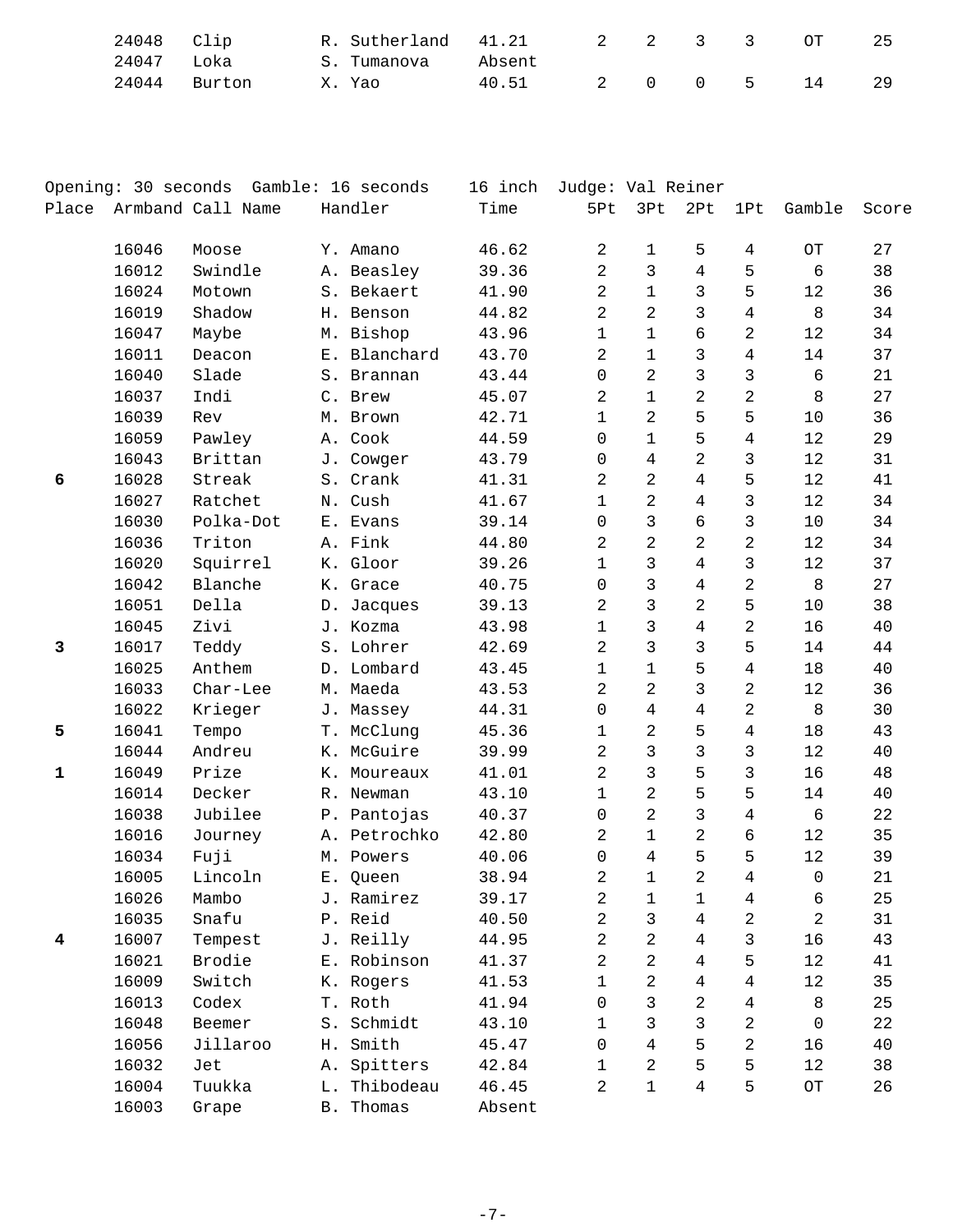| | | | | | | | | | | |
|---|---|---|---|---|---|---|---|---|---|---|
| | 24048 | Clip | R. Sutherland | 41.21 | 2 | 2 | 3 | 3 | OT | 25 |
| | 24047 | Loka | S. Tumanova | Absent | | | | | | |
| | 24044 | Burton | X. Yao | 40.51 | 2 | 0 | 0 | 5 | 14 | 29 |

Opening: 30 seconds Gamble: 16 seconds 16 inch Judge: Val Reiner

| Place | Armband | Call Name | Handler | Time | 5Pt | 3Pt | 2Pt | 1Pt | Gamble | Score |
|---|---|---|---|---|---|---|---|---|---|---|
| | 16046 | Moose | Y. Amano | 46.62 | 2 | 1 | 5 | 4 | OT | 27 |
| | 16012 | Swindle | A. Beasley | 39.36 | 2 | 3 | 4 | 5 | 6 | 38 |
| | 16024 | Motown | S. Bekaert | 41.90 | 2 | 1 | 3 | 5 | 12 | 36 |
| | 16019 | Shadow | H. Benson | 44.82 | 2 | 2 | 3 | 4 | 8 | 34 |
| | 16047 | Maybe | M. Bishop | 43.96 | 1 | 1 | 6 | 2 | 12 | 34 |
| | 16011 | Deacon | E. Blanchard | 43.70 | 2 | 1 | 3 | 4 | 14 | 37 |
| | 16040 | Slade | S. Brannan | 43.44 | 0 | 2 | 3 | 3 | 6 | 21 |
| | 16037 | Indi | C. Brew | 45.07 | 2 | 1 | 2 | 2 | 8 | 27 |
| | 16039 | Rev | M. Brown | 42.71 | 1 | 2 | 5 | 5 | 10 | 36 |
| | 16059 | Pawley | A. Cook | 44.59 | 0 | 1 | 5 | 4 | 12 | 29 |
| | 16043 | Brittan | J. Cowger | 43.79 | 0 | 4 | 2 | 3 | 12 | 31 |
| **6** | 16028 | Streak | S. Crank | 41.31 | 2 | 2 | 4 | 5 | 12 | 41 |
| | 16027 | Ratchet | N. Cush | 41.67 | 1 | 2 | 4 | 3 | 12 | 34 |
| | 16030 | Polka-Dot | E. Evans | 39.14 | 0 | 3 | 6 | 3 | 10 | 34 |
| | 16036 | Triton | A. Fink | 44.80 | 2 | 2 | 2 | 2 | 12 | 34 |
| | 16020 | Squirrel | K. Gloor | 39.26 | 1 | 3 | 4 | 3 | 12 | 37 |
| | 16042 | Blanche | K. Grace | 40.75 | 0 | 3 | 4 | 2 | 8 | 27 |
| | 16051 | Della | D. Jacques | 39.13 | 2 | 3 | 2 | 5 | 10 | 38 |
| | 16045 | Zivi | J. Kozma | 43.98 | 1 | 3 | 4 | 2 | 16 | 40 |
| **3** | 16017 | Teddy | S. Lohrer | 42.69 | 2 | 3 | 3 | 5 | 14 | 44 |
| | 16025 | Anthem | D. Lombard | 43.45 | 1 | 1 | 5 | 4 | 18 | 40 |
| | 16033 | Char-Lee | M. Maeda | 43.53 | 2 | 2 | 3 | 2 | 12 | 36 |
| | 16022 | Krieger | J. Massey | 44.31 | 0 | 4 | 4 | 2 | 8 | 30 |
| **5** | 16041 | Tempo | T. McClung | 45.36 | 1 | 2 | 5 | 4 | 18 | 43 |
| | 16044 | Andreu | K. McGuire | 39.99 | 2 | 3 | 3 | 3 | 12 | 40 |
| **1** | 16049 | Prize | K. Moureaux | 41.01 | 2 | 3 | 5 | 3 | 16 | 48 |
| | 16014 | Decker | R. Newman | 43.10 | 1 | 2 | 5 | 5 | 14 | 40 |
| | 16038 | Jubilee | P. Pantojas | 40.37 | 0 | 2 | 3 | 4 | 6 | 22 |
| | 16016 | Journey | A. Petrochko | 42.80 | 2 | 1 | 2 | 6 | 12 | 35 |
| | 16034 | Fuji | M. Powers | 40.06 | 0 | 4 | 5 | 5 | 12 | 39 |
| | 16005 | Lincoln | E. Queen | 38.94 | 2 | 1 | 2 | 4 | 0 | 21 |
| | 16026 | Mambo | J. Ramirez | 39.17 | 2 | 1 | 1 | 4 | 6 | 25 |
| | 16035 | Snafu | P. Reid | 40.50 | 2 | 3 | 4 | 2 | 2 | 31 |
| **4** | 16007 | Tempest | J. Reilly | 44.95 | 2 | 2 | 4 | 3 | 16 | 43 |
| | 16021 | Brodie | E. Robinson | 41.37 | 2 | 2 | 4 | 5 | 12 | 41 |
| | 16009 | Switch | K. Rogers | 41.53 | 1 | 2 | 4 | 4 | 12 | 35 |
| | 16013 | Codex | T. Roth | 41.94 | 0 | 3 | 2 | 4 | 8 | 25 |
| | 16048 | Beemer | S. Schmidt | 43.10 | 1 | 3 | 3 | 2 | 0 | 22 |
| | 16056 | Jillaroo | H. Smith | 45.47 | 0 | 4 | 5 | 2 | 16 | 40 |
| | 16032 | Jet | A. Spitters | 42.84 | 1 | 2 | 5 | 5 | 12 | 38 |
| | 16004 | Tuukka | L. Thibodeau | 46.45 | 2 | 1 | 4 | 5 | OT | 26 |
| | 16003 | Grape | B. Thomas | Absent | | | | | | |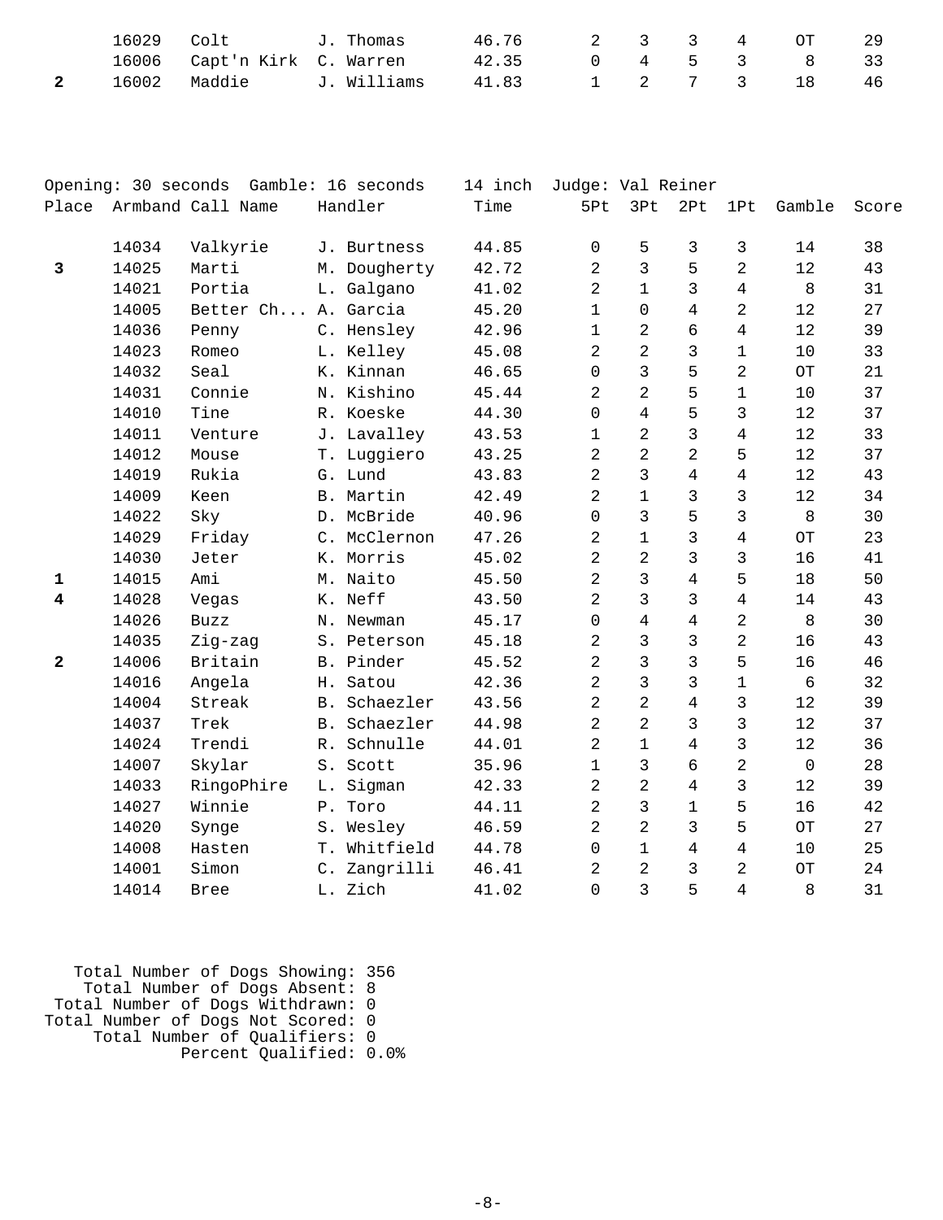| Place | Armband | Call Name | Handler | Time | 5Pt | 3Pt | 2Pt | 1Pt | Gamble | Score |
|---|---|---|---|---|---|---|---|---|---|---|
| | 16029 | Colt | J. Thomas | 46.76 | 2 | 3 | 3 | 4 | OT | 29 |
| | 16006 | Capt'n Kirk | C. Warren | 42.35 | 0 | 4 | 5 | 3 | 8 | 33 |
| **2** | 16002 | Maddie | J. Williams | 41.83 | 1 | 2 | 7 | 3 | 18 | 46 |

Opening: 30 seconds  Gamble: 16 seconds  14 inch  Judge: Val Reiner

| Place | Armband | Call Name | Handler | Time | 5Pt | 3Pt | 2Pt | 1Pt | Gamble | Score |
|---|---|---|---|---|---|---|---|---|---|---|
| | 14034 | Valkyrie | J. Burtness | 44.85 | 0 | 5 | 3 | 3 | 14 | 38 |
| **3** | 14025 | Marti | M. Dougherty | 42.72 | 2 | 3 | 5 | 2 | 12 | 43 |
| | 14021 | Portia | L. Galgano | 41.02 | 2 | 1 | 3 | 4 | 8 | 31 |
| | 14005 | Better Ch... | A. Garcia | 45.20 | 1 | 0 | 4 | 2 | 12 | 27 |
| | 14036 | Penny | C. Hensley | 42.96 | 1 | 2 | 6 | 4 | 12 | 39 |
| | 14023 | Romeo | L. Kelley | 45.08 | 2 | 2 | 3 | 1 | 10 | 33 |
| | 14032 | Seal | K. Kinnan | 46.65 | 0 | 3 | 5 | 2 | OT | 21 |
| | 14031 | Connie | N. Kishino | 45.44 | 2 | 2 | 5 | 1 | 10 | 37 |
| | 14010 | Tine | R. Koeske | 44.30 | 0 | 4 | 5 | 3 | 12 | 37 |
| | 14011 | Venture | J. Lavalley | 43.53 | 1 | 2 | 3 | 4 | 12 | 33 |
| | 14012 | Mouse | T. Luggiero | 43.25 | 2 | 2 | 2 | 5 | 12 | 37 |
| | 14019 | Rukia | G. Lund | 43.83 | 2 | 3 | 4 | 4 | 12 | 43 |
| | 14009 | Keen | B. Martin | 42.49 | 2 | 1 | 3 | 3 | 12 | 34 |
| | 14022 | Sky | D. McBride | 40.96 | 0 | 3 | 5 | 3 | 8 | 30 |
| | 14029 | Friday | C. McClernon | 47.26 | 2 | 1 | 3 | 4 | OT | 23 |
| | 14030 | Jeter | K. Morris | 45.02 | 2 | 2 | 3 | 3 | 16 | 41 |
| **1** | 14015 | Ami | M. Naito | 45.50 | 2 | 3 | 4 | 5 | 18 | 50 |
| **4** | 14028 | Vegas | K. Neff | 43.50 | 2 | 3 | 3 | 4 | 14 | 43 |
| | 14026 | Buzz | N. Newman | 45.17 | 0 | 4 | 4 | 2 | 8 | 30 |
| | 14035 | Zig-zag | S. Peterson | 45.18 | 2 | 3 | 3 | 2 | 16 | 43 |
| **2** | 14006 | Britain | B. Pinder | 45.52 | 2 | 3 | 3 | 5 | 16 | 46 |
| | 14016 | Angela | H. Satou | 42.36 | 2 | 3 | 3 | 1 | 6 | 32 |
| | 14004 | Streak | B. Schaezler | 43.56 | 2 | 2 | 4 | 3 | 12 | 39 |
| | 14037 | Trek | B. Schaezler | 44.98 | 2 | 2 | 3 | 3 | 12 | 37 |
| | 14024 | Trendi | R. Schnulle | 44.01 | 2 | 1 | 4 | 3 | 12 | 36 |
| | 14007 | Skylar | S. Scott | 35.96 | 1 | 3 | 6 | 2 | 0 | 28 |
| | 14033 | RingoPhire | L. Sigman | 42.33 | 2 | 2 | 4 | 3 | 12 | 39 |
| | 14027 | Winnie | P. Toro | 44.11 | 2 | 3 | 1 | 5 | 16 | 42 |
| | 14020 | Synge | S. Wesley | 46.59 | 2 | 2 | 3 | 5 | OT | 27 |
| | 14008 | Hasten | T. Whitfield | 44.78 | 0 | 1 | 4 | 4 | 10 | 25 |
| | 14001 | Simon | C. Zangrilli | 46.41 | 2 | 2 | 3 | 2 | OT | 24 |
| | 14014 | Bree | L. Zich | 41.02 | 0 | 3 | 5 | 4 | 8 | 31 |

Total Number of Dogs Showing: 356
Total Number of Dogs Absent: 8
Total Number of Dogs Withdrawn: 0
Total Number of Dogs Not Scored: 0
Total Number of Qualifiers: 0
Percent Qualified: 0.0%